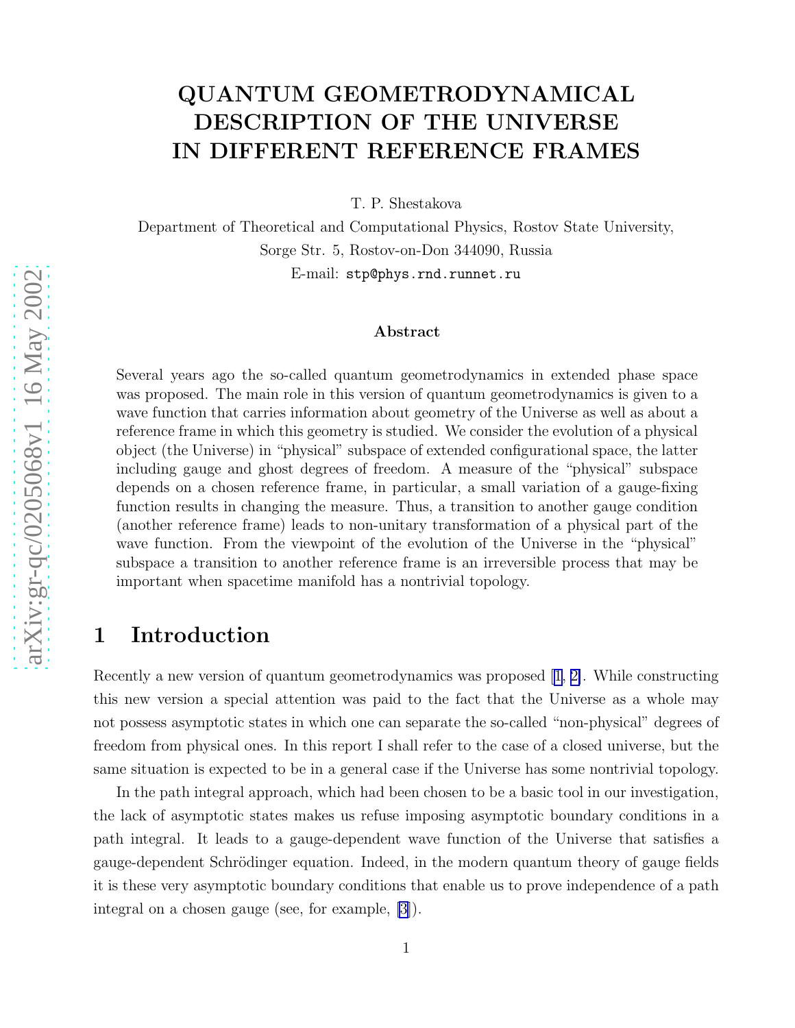# QUANTUM GEOMETRODYNAMICAL DESCRIPTION OF THE UNIVERSE IN DIFFERENT REFERENCE FRAMES

T. P. Shestakova

Department of Theoretical and Computational Physics, Rostov State University,
Sorge Str. 5, Rostov-on-Don 344090, Russia
E-mail: stp@phys.rnd.runnet.ru

### Abstract

Several years ago the so-called quantum geometrodynamics in extended phase space was proposed. The main role in this version of quantum geometrodynamics is given to a wave function that carries information about geometry of the Universe as well as about a reference frame in which this geometry is studied. We consider the evolution of a physical object (the Universe) in "physical" subspace of extended configurational space, the latter including gauge and ghost degrees of freedom. A measure of the "physical" subspace depends on a chosen reference frame, in particular, a small variation of a gauge-fixing function results in changing the measure. Thus, a transition to another gauge condition (another reference frame) leads to non-unitary transformation of a physical part of the wave function. From the viewpoint of the evolution of the Universe in the "physical" subspace a transition to another reference frame is an irreversible process that may be important when spacetime manifold has a nontrivial topology.

## 1 Introduction

Recently a new version of quantum geometrodynamics was proposed [1, 2]. While constructing this new version a special attention was paid to the fact that the Universe as a whole may not possess asymptotic states in which one can separate the so-called "non-physical" degrees of freedom from physical ones. In this report I shall refer to the case of a closed universe, but the same situation is expected to be in a general case if the Universe has some nontrivial topology.

In the path integral approach, which had been chosen to be a basic tool in our investigation, the lack of asymptotic states makes us refuse imposing asymptotic boundary conditions in a path integral. It leads to a gauge-dependent wave function of the Universe that satisfies a gauge-dependent Schrödinger equation. Indeed, in the modern quantum theory of gauge fields it is these very asymptotic boundary conditions that enable us to prove independence of a path integral on a chosen gauge (see, for example, [3]).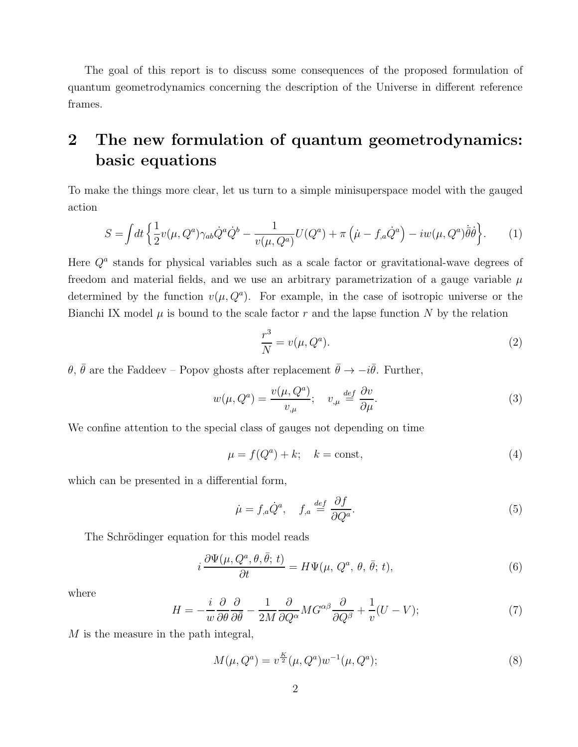The goal of this report is to discuss some consequences of the proposed formulation of quantum geometrodynamics concerning the description of the Universe in different reference frames.

## 2 The new formulation of quantum geometrodynamics: basic equations

To make the things more clear, let us turn to a simple minisuperspace model with the gauged action

$$S=\int dt\left\{\frac{1}{2}v(\mu,Q^a)\gamma_{ab}\dot{Q}^a\dot{Q}^b-\frac{1}{v(\mu,Q^a)}U(Q^a)+\pi\left(\dot{\mu}-f_{,a}\dot{Q}^a\right)-iw(\mu,Q^a)\dot{\bar{\theta}}\dot{\theta}\right\}. \tag{1}$$

Here $Q^a$ stands for physical variables such as a scale factor or gravitational-wave degrees of freedom and material fields, and we use an arbitrary parametrization of a gauge variable $\mu$ determined by the function $v(\mu,Q^a)$. For example, in the case of isotropic universe or the Bianchi IX model $\mu$ is bound to the scale factor $r$ and the lapse function $N$ by the relation

$$\frac{r^3}{N}=v(\mu,Q^a). \tag{2}$$

$\theta$, $\bar{\theta}$ are the Faddeev – Popov ghosts after replacement $\bar{\theta}\to -i\bar{\theta}$. Further,

$$w(\mu,Q^a)=\frac{v(\mu,Q^a)}{v_{,\mu}};\quad v_{,\mu}\stackrel{def}{=}\frac{\partial v}{\partial\mu}. \tag{3}$$

We confine attention to the special class of gauges not depending on time

$$\mu=f(Q^a)+k;\quad k=\text{const}, \tag{4}$$

which can be presented in a differential form,

$$\dot{\mu}=f_{,a}\dot{Q}^a,\quad f_{,a}\stackrel{def}{=}\frac{\partial f}{\partial Q^a}. \tag{5}$$

The Schrödinger equation for this model reads

$$i\,\frac{\partial\Psi(\mu,Q^a,\theta,\bar{\theta};\,t)}{\partial t}=H\Psi(\mu,\,Q^a,\,\theta,\,\bar{\theta};\,t), \tag{6}$$

where

$$H=-\frac{i}{w}\frac{\partial}{\partial\theta}\frac{\partial}{\partial\bar{\theta}}-\frac{1}{2M}\frac{\partial}{\partial Q^\alpha}MG^{\alpha\beta}\frac{\partial}{\partial Q^\beta}+\frac{1}{v}(U-V); \tag{7}$$

$M$ is the measure in the path integral,

$$M(\mu,Q^a)=v^{\frac{K}{2}}(\mu,Q^a)w^{-1}(\mu,Q^a); \tag{8}$$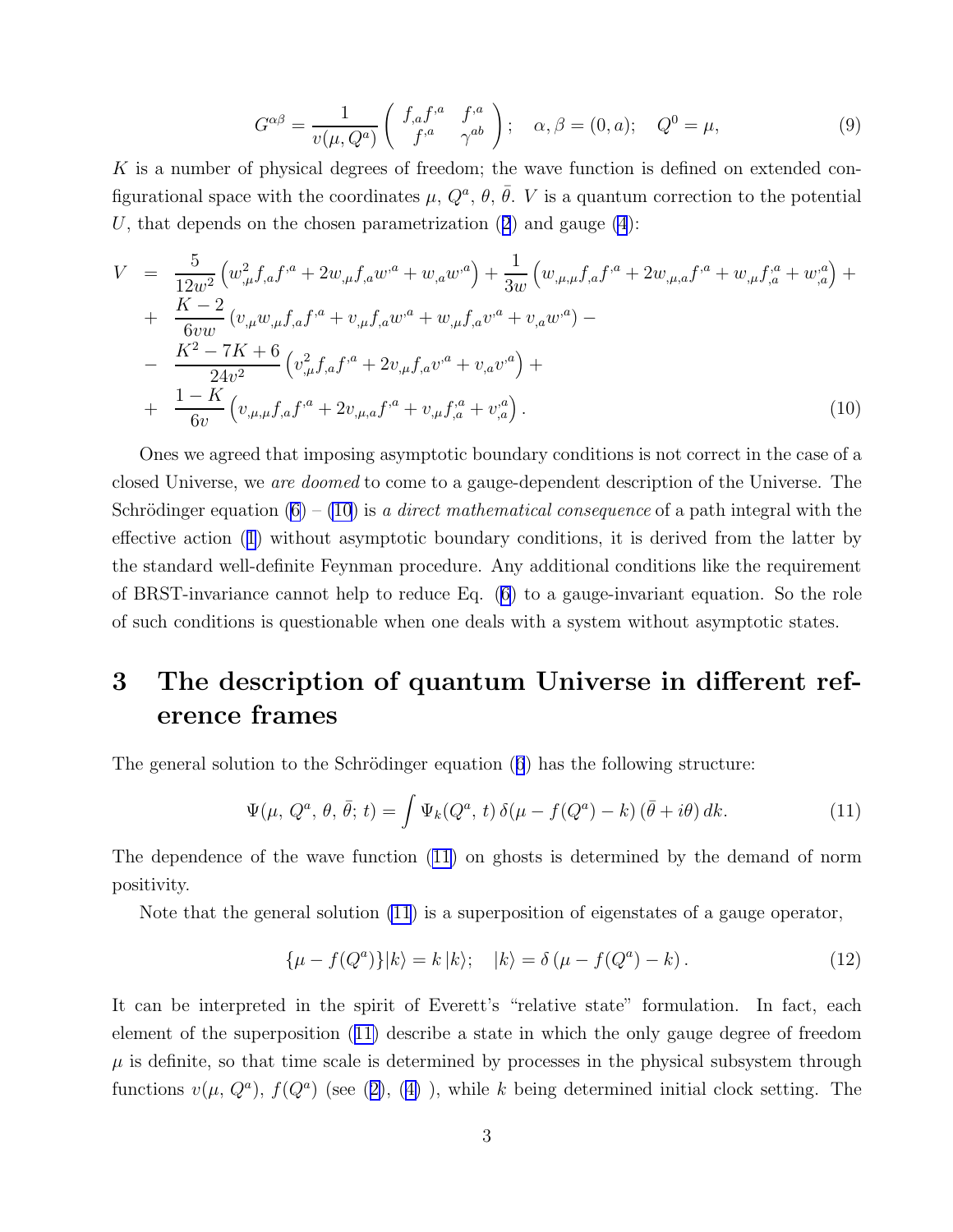$$G^{\alpha\beta} = \frac{1}{v(\mu, Q^a)} \left( \begin{array}{cc} f_{,a} f^{,a} & f^{,a} \\ f^{,a} & \gamma^{ab} \end{array} \right); \quad \alpha, \beta = (0, a); \quad Q^0 = \mu, \tag{9}$$

$K$ is a number of physical degrees of freedom; the wave function is defined on extended configurational space with the coordinates $\mu$, $Q^a$, $\theta$, $\bar{\theta}$. $V$ is a quantum correction to the potential $U$, that depends on the chosen parametrization (2) and gauge (4):

$$\begin{aligned}
V &= \frac{5}{12w^2}\left(w_{,\mu}^2 f_{,a} f^{,a} + 2w_{,\mu} f_{,a} w^{,a} + w_{,a} w^{,a}\right) + \frac{1}{3w}\left(w_{,\mu,\mu} f_{,a} f^{,a} + 2w_{,\mu,a} f^{,a} + w_{,\mu} f_{,a}^{,a} + w_{,a}^{,a}\right) + \\
&+ \frac{K-2}{6vw}\left(v_{,\mu} w_{,\mu} f_{,a} f^{,a} + v_{,\mu} f_{,a} w^{,a} + w_{,\mu} f_{,a} v^{,a} + v_{,a} w^{,a}\right) - \\
&- \frac{K^2 - 7K + 6}{24v^2}\left(v_{,\mu}^2 f_{,a} f^{,a} + 2v_{,\mu} f_{,a} v^{,a} + v_{,a} v^{,a}\right) + \\
&+ \frac{1-K}{6v}\left(v_{,\mu,\mu} f_{,a} f^{,a} + 2v_{,\mu,a} f^{,a} + v_{,\mu} f_{,a}^{,a} + v_{,a}^{,a}\right).
\end{aligned} \tag{10}$$

Ones we agreed that imposing asymptotic boundary conditions is not correct in the case of a closed Universe, we *are doomed* to come to a gauge-dependent description of the Universe. The Schrödinger equation (6) – (10) is *a direct mathematical consequence* of a path integral with the effective action (1) without asymptotic boundary conditions, it is derived from the latter by the standard well-definite Feynman procedure. Any additional conditions like the requirement of BRST-invariance cannot help to reduce Eq. (6) to a gauge-invariant equation. So the role of such conditions is questionable when one deals with a system without asymptotic states.

# 3 The description of quantum Universe in different reference frames

The general solution to the Schrödinger equation (6) has the following structure:

$$\Psi(\mu,\, Q^a,\, \theta,\, \bar{\theta};\, t) = \int \Psi_k(Q^a,\, t)\, \delta(\mu - f(Q^a) - k)\, (\bar{\theta} + i\theta)\, dk. \tag{11}$$

The dependence of the wave function (11) on ghosts is determined by the demand of norm positivity.

Note that the general solution (11) is a superposition of eigenstates of a gauge operator,

$$\{\mu - f(Q^a)\}|k\rangle = k\,|k\rangle; \quad |k\rangle = \delta\left(\mu - f(Q^a) - k\right). \tag{12}$$

It can be interpreted in the spirit of Everett's "relative state" formulation. In fact, each element of the superposition (11) describe a state in which the only gauge degree of freedom $\mu$ is definite, so that time scale is determined by processes in the physical subsystem through functions $v(\mu,\, Q^a)$, $f(Q^a)$ (see (2), (4) ), while $k$ being determined initial clock setting. The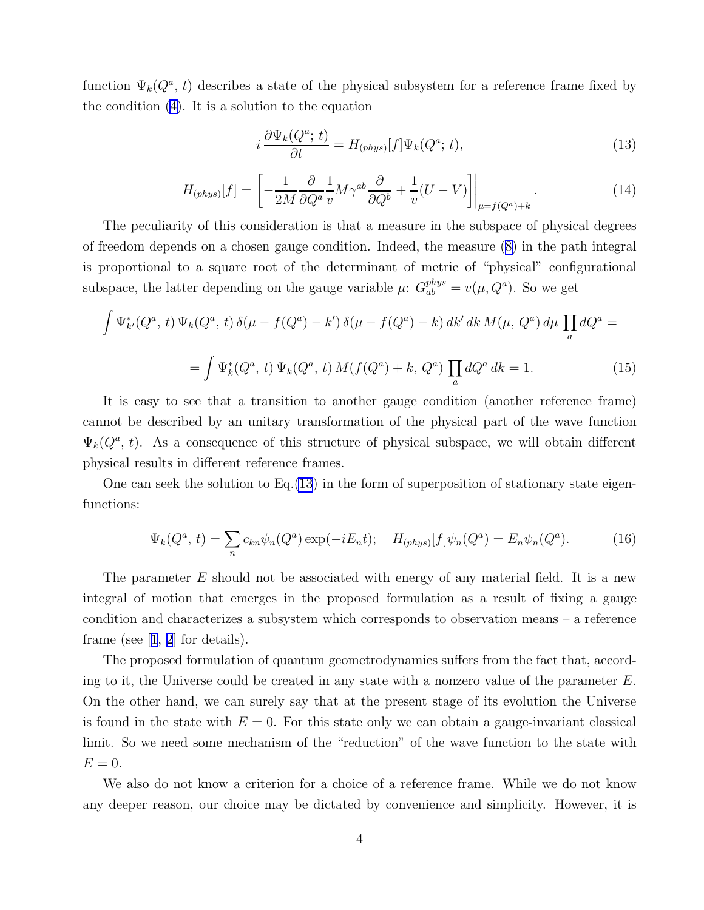function $\Psi_k(Q^a, t)$ describes a state of the physical subsystem for a reference frame fixed by the condition (4). It is a solution to the equation

$$i\,\frac{\partial \Psi_k(Q^a;\,t)}{\partial t} = H_{(phys)}[f]\Psi_k(Q^a;\,t), \tag{13}$$

$$H_{(phys)}[f] = \left[-\frac{1}{2M}\frac{\partial}{\partial Q^a}\frac{1}{v}M\gamma^{ab}\frac{\partial}{\partial Q^b} + \frac{1}{v}(U-V)\right]\Bigg|_{\mu=f(Q^a)+k}. \tag{14}$$

The peculiarity of this consideration is that a measure in the subspace of physical degrees of freedom depends on a chosen gauge condition. Indeed, the measure (8) in the path integral is proportional to a square root of the determinant of metric of "physical" configurational subspace, the latter depending on the gauge variable $\mu$: $G^{phys}_{ab} = v(\mu, Q^a)$. So we get

$$\int \Psi^*_{k'}(Q^a,\,t)\,\Psi_k(Q^a,\,t)\,\delta(\mu - f(Q^a) - k')\,\delta(\mu - f(Q^a) - k)\,dk'\,dk\,M(\mu,\,Q^a)\,d\mu\,\prod_a dQ^a =$$

$$= \int \Psi^*_k(Q^a,\,t)\,\Psi_k(Q^a,\,t)\,M(f(Q^a)+k,\,Q^a)\,\prod_a dQ^a\,dk = 1. \tag{15}$$

It is easy to see that a transition to another gauge condition (another reference frame) cannot be described by an unitary transformation of the physical part of the wave function $\Psi_k(Q^a,\,t)$. As a consequence of this structure of physical subspace, we will obtain different physical results in different reference frames.

One can seek the solution to Eq.(13) in the form of superposition of stationary state eigenfunctions:

$$\Psi_k(Q^a,\,t) = \sum_n c_{kn}\psi_n(Q^a)\exp(-iE_n t); \quad H_{(phys)}[f]\psi_n(Q^a) = E_n\psi_n(Q^a). \tag{16}$$

The parameter $E$ should not be associated with energy of any material field. It is a new integral of motion that emerges in the proposed formulation as a result of fixing a gauge condition and characterizes a subsystem which corresponds to observation means – a reference frame (see [1, 2] for details).

The proposed formulation of quantum geometrodynamics suffers from the fact that, according to it, the Universe could be created in any state with a nonzero value of the parameter $E$. On the other hand, we can surely say that at the present stage of its evolution the Universe is found in the state with $E = 0$. For this state only we can obtain a gauge-invariant classical limit. So we need some mechanism of the "reduction" of the wave function to the state with $E = 0$.

We also do not know a criterion for a choice of a reference frame. While we do not know any deeper reason, our choice may be dictated by convenience and simplicity. However, it is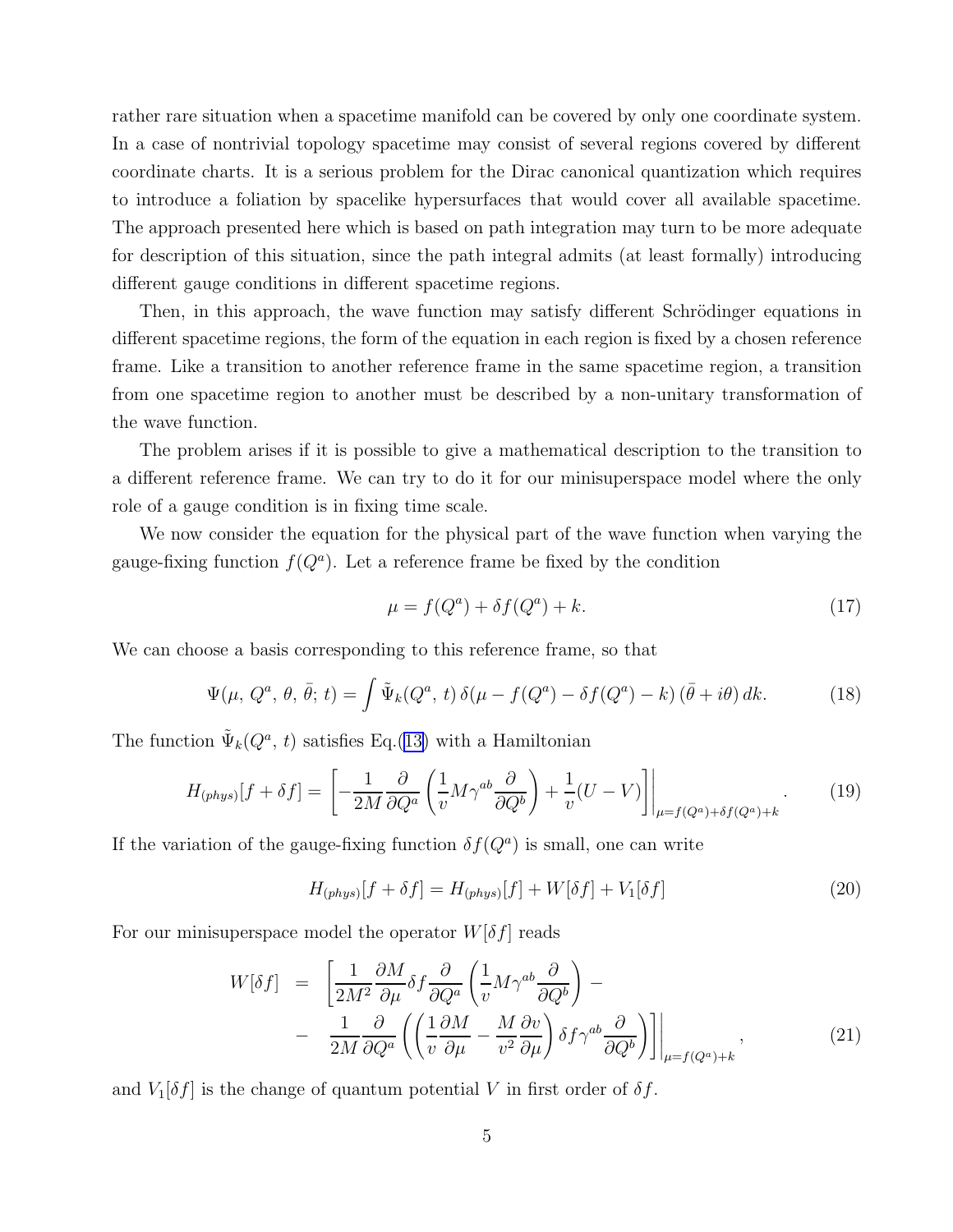rather rare situation when a spacetime manifold can be covered by only one coordinate system. In a case of nontrivial topology spacetime may consist of several regions covered by different coordinate charts. It is a serious problem for the Dirac canonical quantization which requires to introduce a foliation by spacelike hypersurfaces that would cover all available spacetime. The approach presented here which is based on path integration may turn to be more adequate for description of this situation, since the path integral admits (at least formally) introducing different gauge conditions in different spacetime regions.

Then, in this approach, the wave function may satisfy different Schrödinger equations in different spacetime regions, the form of the equation in each region is fixed by a chosen reference frame. Like a transition to another reference frame in the same spacetime region, a transition from one spacetime region to another must be described by a non-unitary transformation of the wave function.

The problem arises if it is possible to give a mathematical description to the transition to a different reference frame. We can try to do it for our minisuperspace model where the only role of a gauge condition is in fixing time scale.

We now consider the equation for the physical part of the wave function when varying the gauge-fixing function $f(Q^a)$. Let a reference frame be fixed by the condition

$$\mu = f(Q^a) + \delta f(Q^a) + k. \tag{17}$$

We can choose a basis corresponding to this reference frame, so that

$$\Psi(\mu,\, Q^a,\, \theta,\, \bar{\theta};\, t) = \int \tilde{\Psi}_k(Q^a,\, t)\, \delta(\mu - f(Q^a) - \delta f(Q^a) - k)\, (\bar{\theta} + i\theta)\, dk. \tag{18}$$

The function $\tilde{\Psi}_k(Q^a,\, t)$ satisfies Eq.(13) with a Hamiltonian

$$H_{(phys)}[f+\delta f] = \left[ -\frac{1}{2M}\frac{\partial}{\partial Q^a}\left(\frac{1}{v} M \gamma^{ab} \frac{\partial}{\partial Q^b}\right) + \frac{1}{v}(U - V)\right]\Bigg|_{\mu = f(Q^a) + \delta f(Q^a) + k}. \tag{19}$$

If the variation of the gauge-fixing function $\delta f(Q^a)$ is small, one can write

$$H_{(phys)}[f+\delta f] = H_{(phys)}[f] + W[\delta f] + V_1[\delta f] \tag{20}$$

For our minisuperspace model the operator $W[\delta f]$ reads

$$\begin{aligned} W[\delta f] \;=\; & \left[ \frac{1}{2M^2}\frac{\partial M}{\partial \mu} \delta f \frac{\partial}{\partial Q^a}\left(\frac{1}{v} M \gamma^{ab} \frac{\partial}{\partial Q^b}\right) - \right. \\ & \left. -\; \frac{1}{2M}\frac{\partial}{\partial Q^a}\left(\left(\frac{1}{v}\frac{\partial M}{\partial \mu} - \frac{M}{v^2}\frac{\partial v}{\partial \mu}\right)\delta f \gamma^{ab} \frac{\partial}{\partial Q^b}\right)\right]\Bigg|_{\mu = f(Q^a) + k}, \end{aligned} \tag{21}$$

and $V_1[\delta f]$ is the change of quantum potential $V$ in first order of $\delta f$.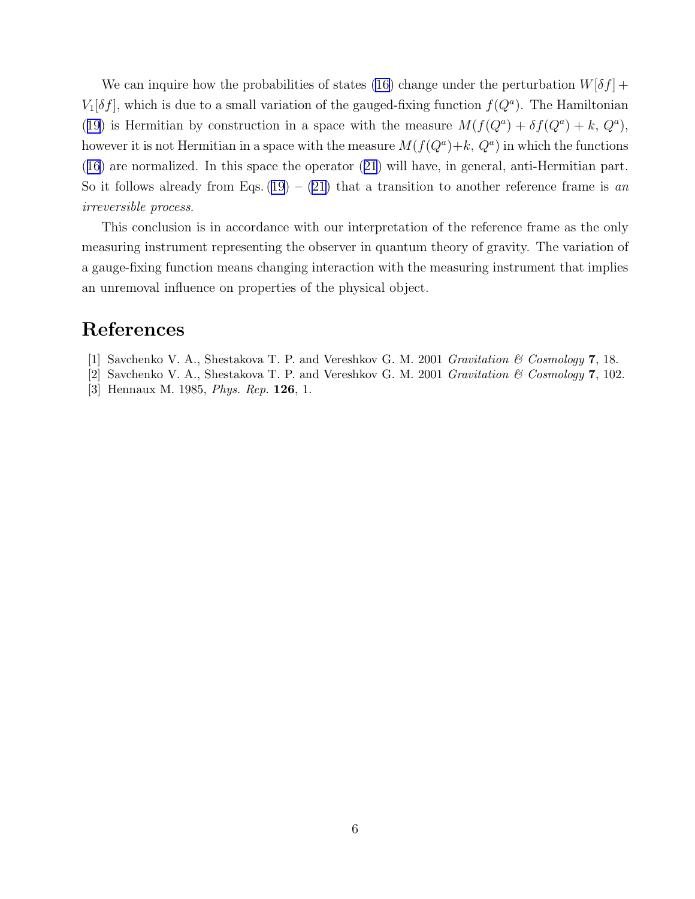We can inquire how the probabilities of states (16) change under the perturbation $W[\delta f] + V_1[\delta f]$, which is due to a small variation of the gauged-fixing function $f(Q^a)$. The Hamiltonian (19) is Hermitian by construction in a space with the measure $M(f(Q^a) + \delta f(Q^a) + k,\, Q^a)$, however it is not Hermitian in a space with the measure $M(f(Q^a)+k,\, Q^a)$ in which the functions (16) are normalized. In this space the operator (21) will have, in general, anti-Hermitian part. So it follows already from Eqs. (19) – (21) that a transition to another reference frame is *an irreversible process*.

This conclusion is in accordance with our interpretation of the reference frame as the only measuring instrument representing the observer in quantum theory of gravity. The variation of a gauge-fixing function means changing interaction with the measuring instrument that implies an unremoval influence on properties of the physical object.

# References

[1] Savchenko V. A., Shestakova T. P. and Vereshkov G. M. 2001 *Gravitation & Cosmology* **7**, 18.

[2] Savchenko V. A., Shestakova T. P. and Vereshkov G. M. 2001 *Gravitation & Cosmology* **7**, 102.

[3] Hennaux M. 1985, *Phys. Rep.* **126**, 1.